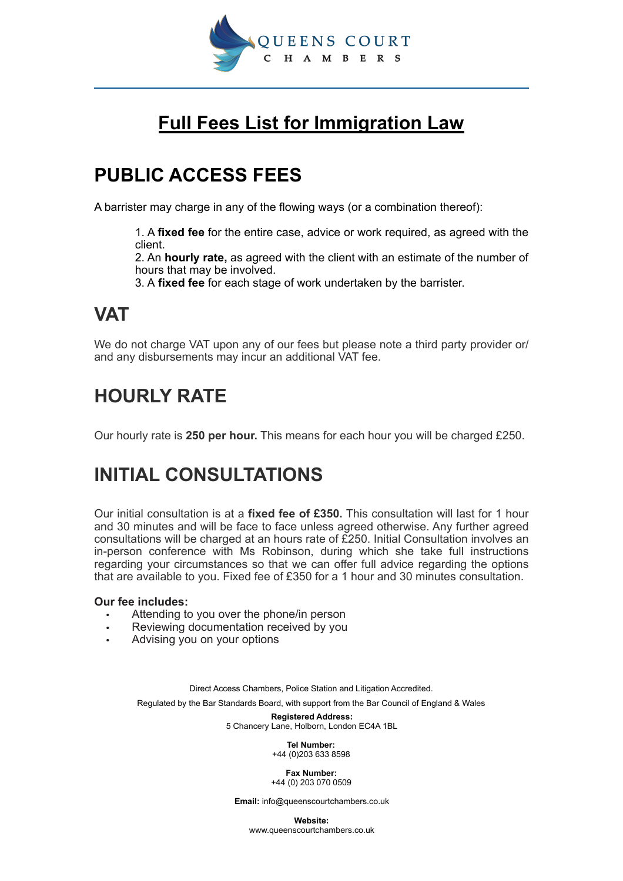QUEENS COURT CHAMBERS

# Full Fees List for Immigration Law

## PUBLIC ACCESS FEES

A barrister may charge in any of the flowing ways (or a combination thereof):

1. A **fixed fee** for the entire case, advice or work required, as agreed with the client.
2. An **hourly rate,** as agreed with the client with an estimate of the number of hours that may be involved.
3. A **fixed fee** for each stage of work undertaken by the barrister.

## VAT

We do not charge VAT upon any of our fees but please note a third party provider or/ and any disbursements may incur an additional VAT fee.

## HOURLY RATE

Our hourly rate is **250 per hour.** This means for each hour you will be charged £250.

## INITIAL CONSULTATIONS

Our initial consultation is at a **fixed fee of £350.** This consultation will last for 1 hour and 30 minutes and will be face to face unless agreed otherwise. Any further agreed consultations will be charged at an hours rate of £250. Initial Consultation involves an in-person conference with Ms Robinson, during which she take full instructions regarding your circumstances so that we can offer full advice regarding the options that are available to you. Fixed fee of £350 for a 1 hour and 30 minutes consultation.

**Our fee includes:**

- Attending to you over the phone/in person
- Reviewing documentation received by you
- Advising you on your options

Direct Access Chambers, Police Station and Litigation Accredited.

Regulated by the Bar Standards Board, with support from the Bar Council of England & Wales

**Registered Address:**
5 Chancery Lane, Holborn, London EC4A 1BL

**Tel Number:**
+44 (0)203 633 8598

**Fax Number:**
+44 (0) 203 070 0509

**Email:** info@queenscourtchambers.co.uk

**Website:**
www.queenscourtchambers.co.uk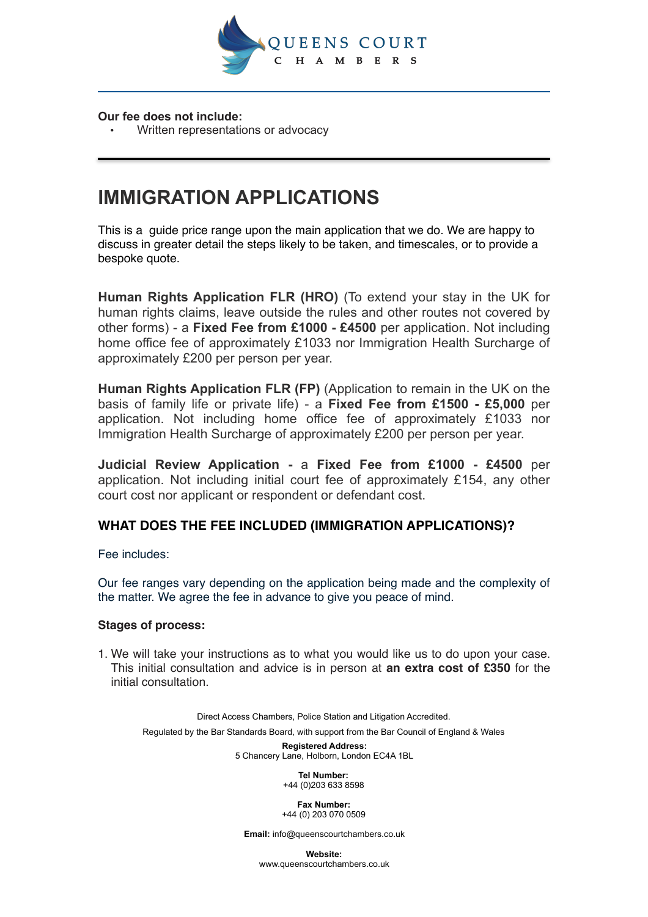**Our fee does not include:**

- Written representations or advocacy

# IMMIGRATION APPLICATIONS

This is a  guide price range upon the main application that we do. We are happy to discuss in greater detail the steps likely to be taken, and timescales, or to provide a bespoke quote.

**Human Rights Application FLR (HRO)** (To extend your stay in the UK for human rights claims, leave outside the rules and other routes not covered by other forms) - a **Fixed Fee from £1000 - £4500** per application. Not including home office fee of approximately £1033 nor Immigration Health Surcharge of approximately £200 per person per year.

**Human Rights Application FLR (FP)** (Application to remain in the UK on the basis of family life or private life) - a **Fixed Fee from £1500 - £5,000** per application. Not including home office fee of approximately £1033 nor Immigration Health Surcharge of approximately £200 per person per year.

**Judicial Review Application -** a **Fixed Fee from £1000 - £4500** per application. Not including initial court fee of approximately £154, any other court cost nor applicant or respondent or defendant cost.

### WHAT DOES THE FEE INCLUDED (IMMIGRATION APPLICATIONS)?

Fee includes:

Our fee ranges vary depending on the application being made and the complexity of the matter. We agree the fee in advance to give you peace of mind.

**Stages of process:**

1. We will take your instructions as to what you would like us to do upon your case. This initial consultation and advice is in person at **an extra cost of £350** for the initial consultation.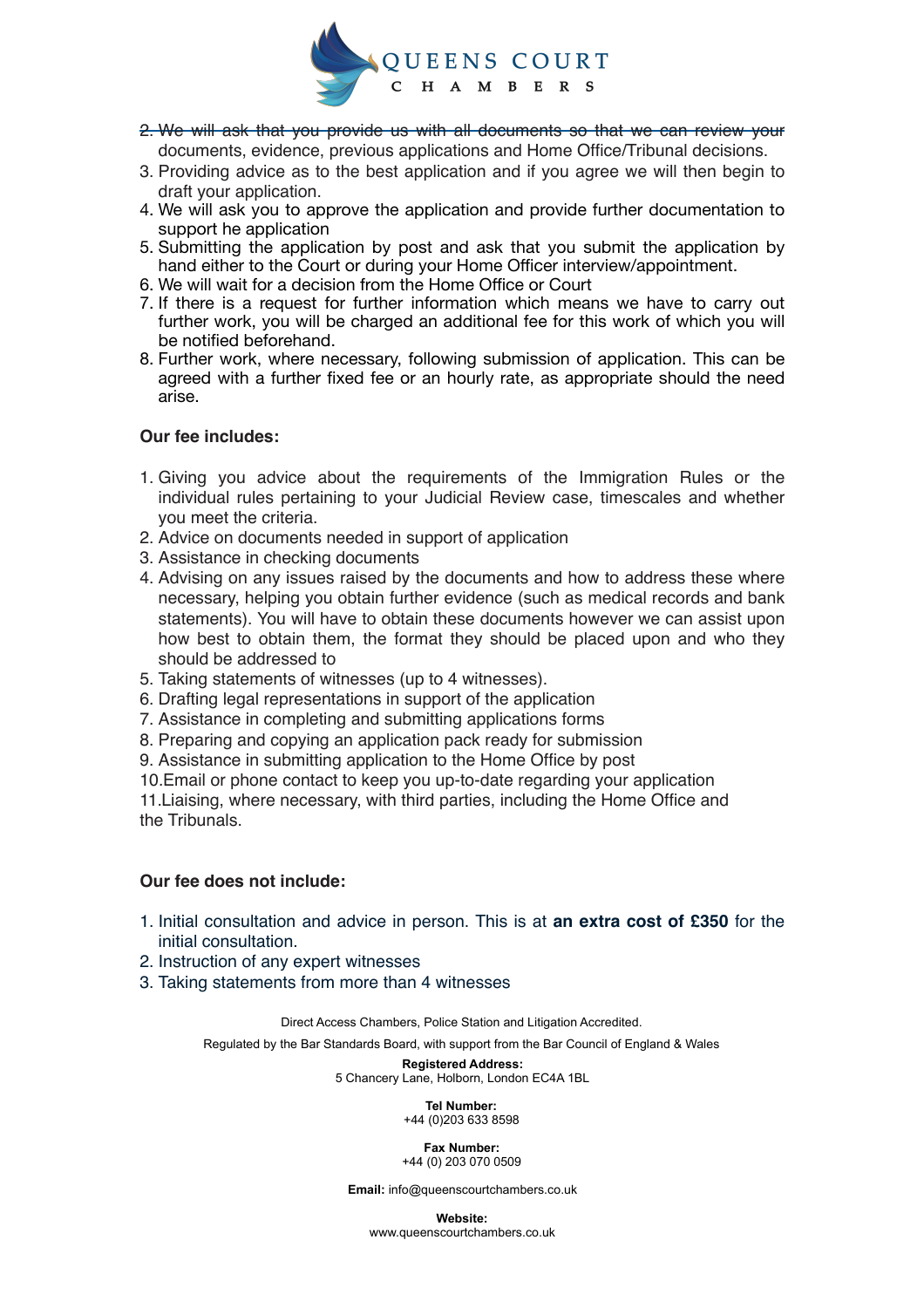2. ~~We will ask that you provide us with all documents so that we can review your~~ documents, evidence, previous applications and Home Office/Tribunal decisions.
3. Providing advice as to the best application and if you agree we will then begin to draft your application.
4. We will ask you to approve the application and provide further documentation to support he application
5. Submitting the application by post and ask that you submit the application by hand either to the Court or during your Home Officer interview/appointment.
6. We will wait for a decision from the Home Office or Court
7. If there is a request for further information which means we have to carry out further work, you will be charged an additional fee for this work of which you will be notified beforehand.
8. Further work, where necessary, following submission of application. This can be agreed with a further fixed fee or an hourly rate, as appropriate should the need arise.

**Our fee includes:**

1. Giving you advice about the requirements of the Immigration Rules or the individual rules pertaining to your Judicial Review case, timescales and whether you meet the criteria.
2. Advice on documents needed in support of application
3. Assistance in checking documents
4. Advising on any issues raised by the documents and how to address these where necessary, helping you obtain further evidence (such as medical records and bank statements). You will have to obtain these documents however we can assist upon how best to obtain them, the format they should be placed upon and who they should be addressed to
5. Taking statements of witnesses (up to 4 witnesses).
6. Drafting legal representations in support of the application
7. Assistance in completing and submitting applications forms
8. Preparing and copying an application pack ready for submission
9. Assistance in submitting application to the Home Office by post
10. Email or phone contact to keep you up-to-date regarding your application
11. Liaising, where necessary, with third parties, including the Home Office and the Tribunals.

**Our fee does not include:**

1. Initial consultation and advice in person. This is at **an extra cost of £350** for the initial consultation.
2. Instruction of any expert witnesses
3. Taking statements from more than 4 witnesses

Direct Access Chambers, Police Station and Litigation Accredited.

Regulated by the Bar Standards Board, with support from the Bar Council of England & Wales

**Registered Address:**
5 Chancery Lane, Holborn, London EC4A 1BL

**Tel Number:**
+44 (0)203 633 8598

**Fax Number:**
+44 (0) 203 070 0509

**Email:** info@queenscourtchambers.co.uk

**Website:**
www.queenscourtchambers.co.uk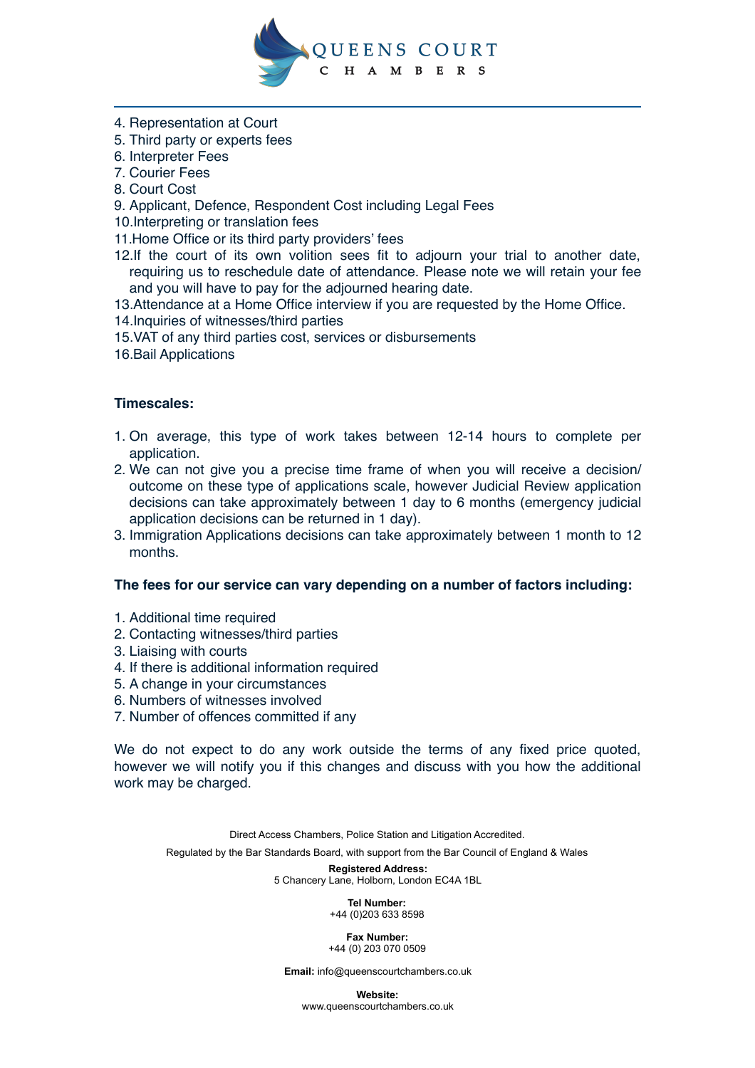4. Representation at Court
5. Third party or experts fees
6. Interpreter Fees
7. Courier Fees
8. Court Cost
9. Applicant, Defence, Respondent Cost including Legal Fees
10. Interpreting or translation fees
11. Home Office or its third party providers' fees
12. If the court of its own volition sees fit to adjourn your trial to another date, requiring us to reschedule date of attendance. Please note we will retain your fee and you will have to pay for the adjourned hearing date.
13. Attendance at a Home Office interview if you are requested by the Home Office.
14. Inquiries of witnesses/third parties
15. VAT of any third parties cost, services or disbursements
16. Bail Applications

**Timescales:**

1. On average, this type of work takes between 12-14 hours to complete per application.
2. We can not give you a precise time frame of when you will receive a decision/ outcome on these type of applications scale, however Judicial Review application decisions can take approximately between 1 day to 6 months (emergency judicial application decisions can be returned in 1 day).
3. Immigration Applications decisions can take approximately between 1 month to 12 months.

**The fees for our service can vary depending on a number of factors including:**

1. Additional time required
2. Contacting witnesses/third parties
3. Liaising with courts
4. If there is additional information required
5. A change in your circumstances
6. Numbers of witnesses involved
7. Number of offences committed if any

We do not expect to do any work outside the terms of any fixed price quoted, however we will notify you if this changes and discuss with you how the additional work may be charged.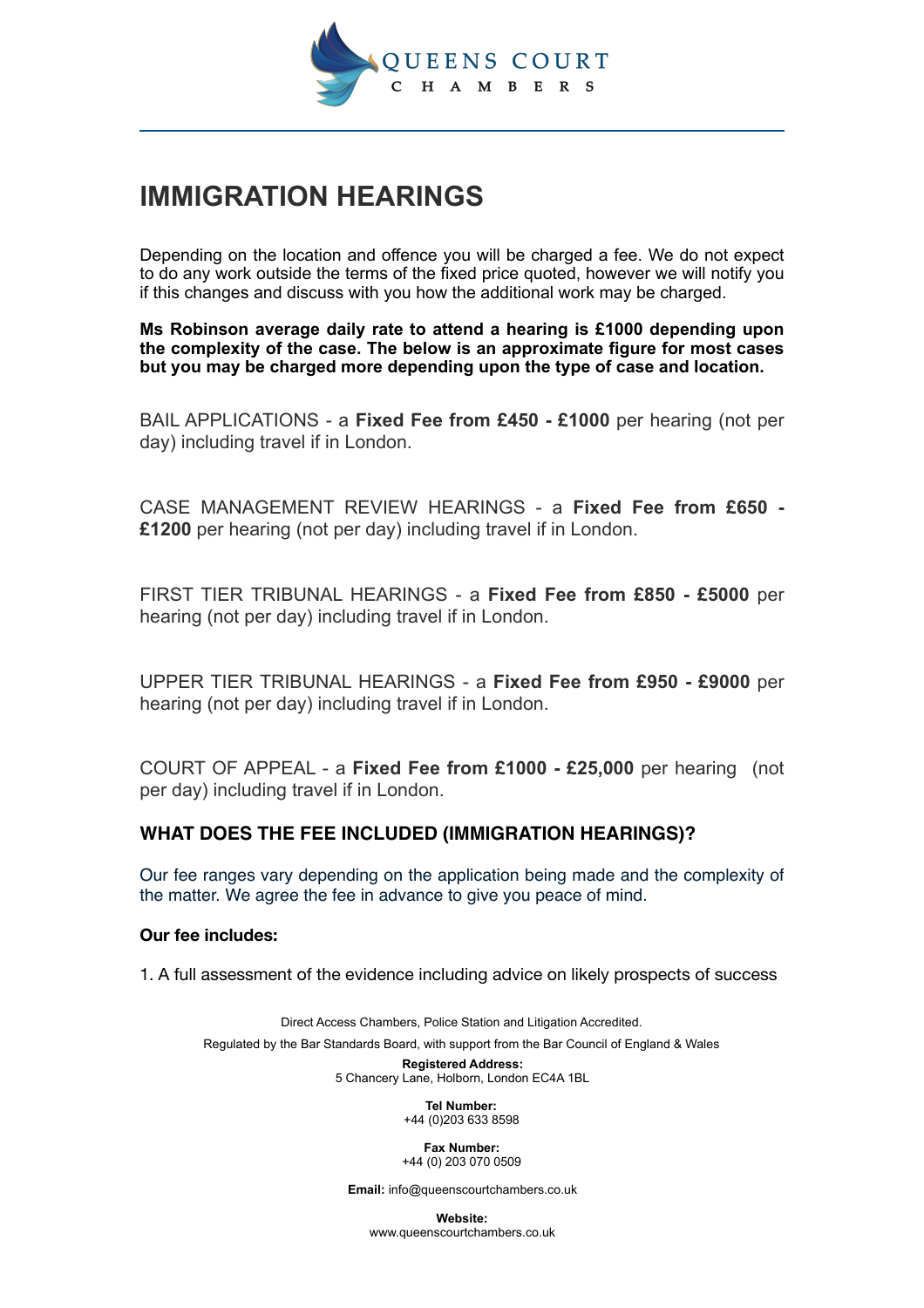# IMMIGRATION HEARINGS

Depending on the location and offence you will be charged a fee. We do not expect to do any work outside the terms of the fixed price quoted, however we will notify you if this changes and discuss with you how the additional work may be charged.

**Ms Robinson average daily rate to attend a hearing is £1000 depending upon the complexity of the case. The below is an approximate figure for most cases but you may be charged more depending upon the type of case and location.**

BAIL APPLICATIONS - a **Fixed Fee from £450 - £1000** per hearing (not per day) including travel if in London.

CASE MANAGEMENT REVIEW HEARINGS - a **Fixed Fee from £650 - £1200** per hearing (not per day) including travel if in London.

FIRST TIER TRIBUNAL HEARINGS - a **Fixed Fee from £850 - £5000** per hearing (not per day) including travel if in London.

UPPER TIER TRIBUNAL HEARINGS - a **Fixed Fee from £950 - £9000** per hearing (not per day) including travel if in London.

COURT OF APPEAL - a **Fixed Fee from £1000 - £25,000** per hearing (not per day) including travel if in London.

## WHAT DOES THE FEE INCLUDED (IMMIGRATION HEARINGS)?

Our fee ranges vary depending on the application being made and the complexity of the matter. We agree the fee in advance to give you peace of mind.

**Our fee includes:**

1. A full assessment of the evidence including advice on likely prospects of success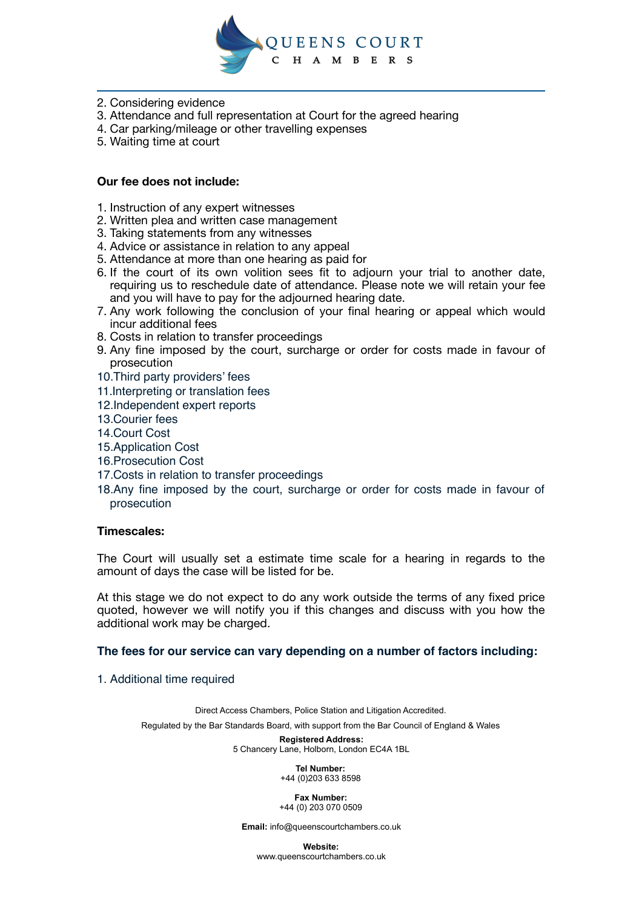2. Considering evidence
3. Attendance and full representation at Court for the agreed hearing
4. Car parking/mileage or other travelling expenses
5. Waiting time at court

**Our fee does not include:**

1. Instruction of any expert witnesses
2. Written plea and written case management
3. Taking statements from any witnesses
4. Advice or assistance in relation to any appeal
5. Attendance at more than one hearing as paid for
6. If the court of its own volition sees fit to adjourn your trial to another date, requiring us to reschedule date of attendance. Please note we will retain your fee and you will have to pay for the adjourned hearing date.
7. Any work following the conclusion of your final hearing or appeal which would incur additional fees
8. Costs in relation to transfer proceedings
9. Any fine imposed by the court, surcharge or order for costs made in favour of prosecution
10. Third party providers' fees
11. Interpreting or translation fees
12. Independent expert reports
13. Courier fees
14. Court Cost
15. Application Cost
16. Prosecution Cost
17. Costs in relation to transfer proceedings
18. Any fine imposed by the court, surcharge or order for costs made in favour of prosecution

**Timescales:**

The Court will usually set a estimate time scale for a hearing in regards to the amount of days the case will be listed for be.

At this stage we do not expect to do any work outside the terms of any fixed price quoted, however we will notify you if this changes and discuss with you how the additional work may be charged.

**The fees for our service can vary depending on a number of factors including:**

1. Additional time required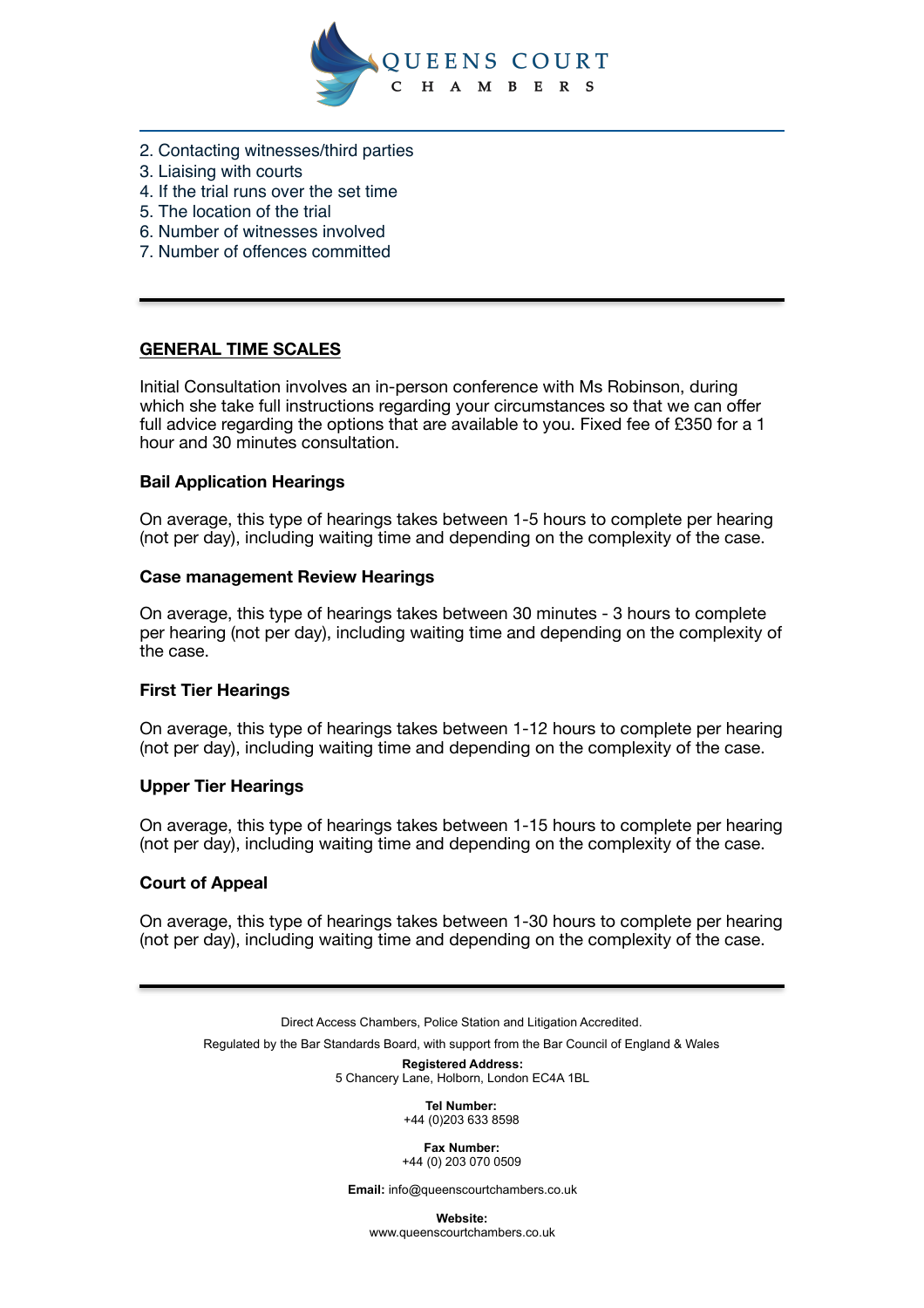2. Contacting witnesses/third parties
3. Liaising with courts
4. If the trial runs over the set time
5. The location of the trial
6. Number of witnesses involved
7. Number of offences committed

---

## GENERAL TIME SCALES

Initial Consultation involves an in-person conference with Ms Robinson, during which she take full instructions regarding your circumstances so that we can offer full advice regarding the options that are available to you. Fixed fee of £350 for a 1 hour and 30 minutes consultation.

### Bail Application Hearings

On average, this type of hearings takes between 1-5 hours to complete per hearing (not per day), including waiting time and depending on the complexity of the case.

### Case management Review Hearings

On average, this type of hearings takes between 30 minutes - 3 hours to complete per hearing (not per day), including waiting time and depending on the complexity of the case.

### First Tier Hearings

On average, this type of hearings takes between 1-12 hours to complete per hearing (not per day), including waiting time and depending on the complexity of the case.

### Upper Tier Hearings

On average, this type of hearings takes between 1-15 hours to complete per hearing (not per day), including waiting time and depending on the complexity of the case.

### Court of Appeal

On average, this type of hearings takes between 1-30 hours to complete per hearing (not per day), including waiting time and depending on the complexity of the case.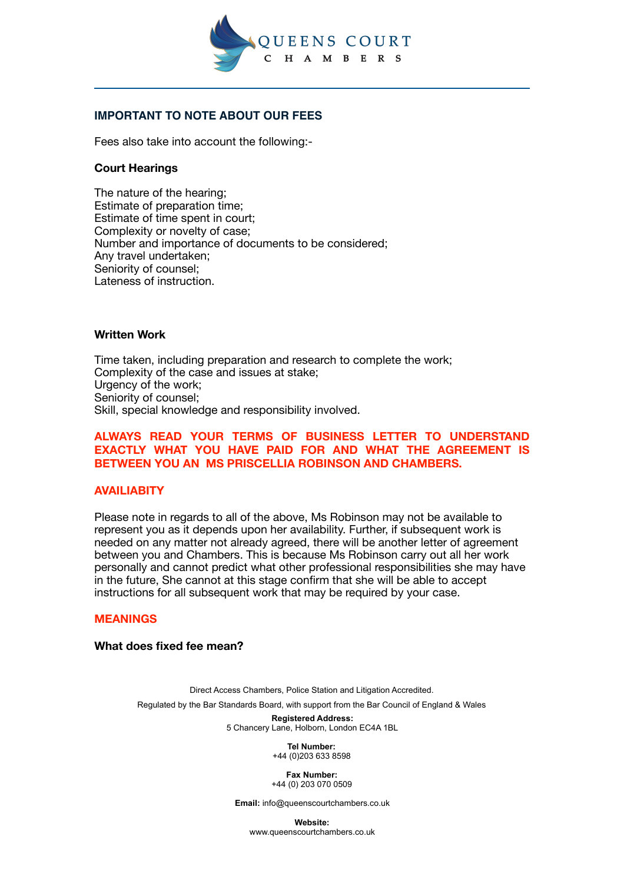QUEENS COURT
CHAMBERS

## IMPORTANT TO NOTE ABOUT OUR FEES

Fees also take into account the following:-

### Court Hearings

The nature of the hearing;
Estimate of preparation time;
Estimate of time spent in court;
Complexity or novelty of case;
Number and importance of documents to be considered;
Any travel undertaken;
Seniority of counsel;
Lateness of instruction.

### Written Work

Time taken, including preparation and research to complete the work;
Complexity of the case and issues at stake;
Urgency of the work;
Seniority of counsel;
Skill, special knowledge and responsibility involved.

**ALWAYS READ YOUR TERMS OF BUSINESS LETTER TO UNDERSTAND EXACTLY WHAT YOU HAVE PAID FOR AND WHAT THE AGREEMENT IS BETWEEN YOU AN MS PRISCELLIA ROBINSON AND CHAMBERS.**

## AVAILIABITY

Please note in regards to all of the above, Ms Robinson may not be available to represent you as it depends upon her availability. Further, if subsequent work is needed on any matter not already agreed, there will be another letter of agreement between you and Chambers. This is because Ms Robinson carry out all her work personally and cannot predict what other professional responsibilities she may have in the future, She cannot at this stage confirm that she will be able to accept instructions for all subsequent work that may be required by your case.

## MEANINGS

### What does fixed fee mean?

Direct Access Chambers, Police Station and Litigation Accredited.

Regulated by the Bar Standards Board, with support from the Bar Council of England & Wales

**Registered Address:**
5 Chancery Lane, Holborn, London EC4A 1BL

**Tel Number:**
+44 (0)203 633 8598

**Fax Number:**
+44 (0) 203 070 0509

**Email:** info@queenscourtchambers.co.uk

**Website:**
www.queenscourtchambers.co.uk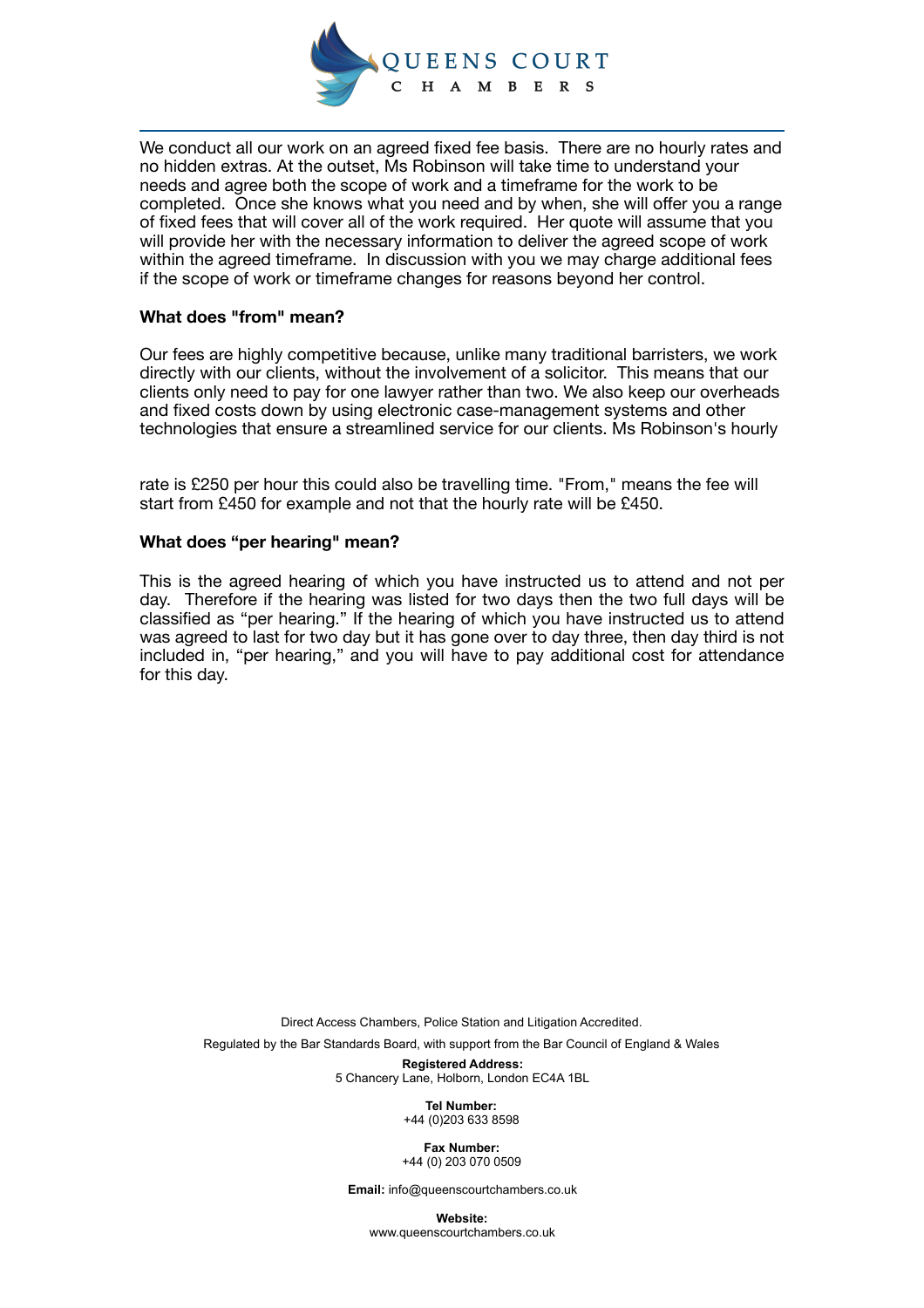We conduct all our work on an agreed fixed fee basis. There are no hourly rates and no hidden extras. At the outset, Ms Robinson will take time to understand your needs and agree both the scope of work and a timeframe for the work to be completed. Once she knows what you need and by when, she will offer you a range of fixed fees that will cover all of the work required. Her quote will assume that you will provide her with the necessary information to deliver the agreed scope of work within the agreed timeframe. In discussion with you we may charge additional fees if the scope of work or timeframe changes for reasons beyond her control.

**What does "from" mean?**

Our fees are highly competitive because, unlike many traditional barristers, we work directly with our clients, without the involvement of a solicitor. This means that our clients only need to pay for one lawyer rather than two. We also keep our overheads and fixed costs down by using electronic case-management systems and other technologies that ensure a streamlined service for our clients. Ms Robinson's hourly

rate is £250 per hour this could also be travelling time. "From," means the fee will start from £450 for example and not that the hourly rate will be £450.

**What does "per hearing" mean?**

This is the agreed hearing of which you have instructed us to attend and not per day. Therefore if the hearing was listed for two days then the two full days will be classified as "per hearing." If the hearing of which you have instructed us to attend was agreed to last for two day but it has gone over to day three, then day third is not included in, "per hearing," and you will have to pay additional cost for attendance for this day.

Direct Access Chambers, Police Station and Litigation Accredited.

Regulated by the Bar Standards Board, with support from the Bar Council of England & Wales

**Registered Address:**
5 Chancery Lane, Holborn, London EC4A 1BL

**Tel Number:**
+44 (0)203 633 8598

**Fax Number:**
+44 (0) 203 070 0509

**Email:** info@queenscourtchambers.co.uk

**Website:**
www.queenscourtchambers.co.uk